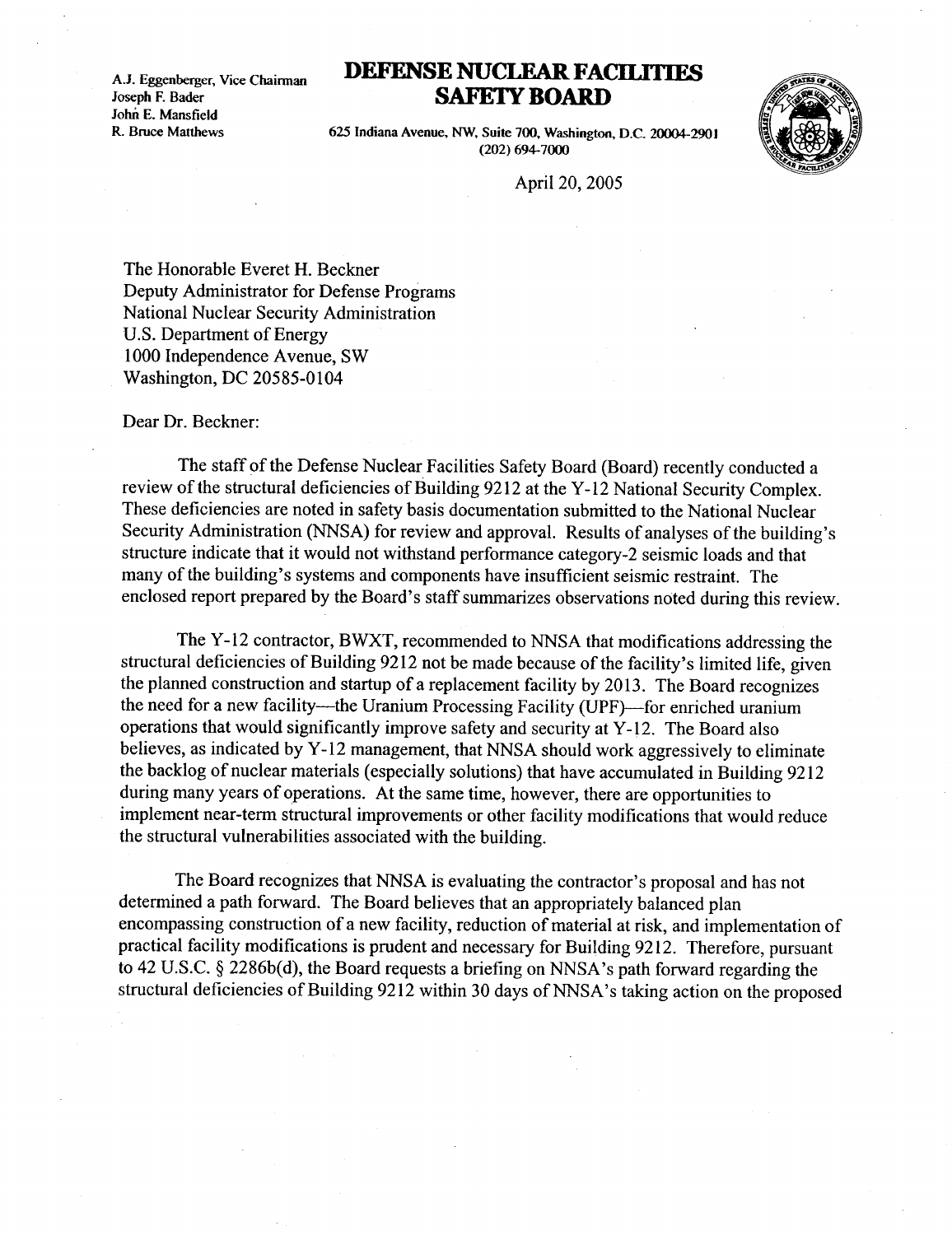A.J. Eggenberger, Vice Chairman
Joseph F. Bader
John E. Mansfield
R. Bruce Matthews

# DEFENSE NUCLEAR FACILITIES SAFETY BOARD

625 Indiana Avenue, NW, Suite 700, Washington, D.C. 20004-2901
(202) 694-7000

April 20, 2005

The Honorable Everet H. Beckner
Deputy Administrator for Defense Programs
National Nuclear Security Administration
U.S. Department of Energy
1000 Independence Avenue, SW
Washington, DC 20585-0104

Dear Dr. Beckner:

The staff of the Defense Nuclear Facilities Safety Board (Board) recently conducted a review of the structural deficiencies of Building 9212 at the Y-12 National Security Complex. These deficiencies are noted in safety basis documentation submitted to the National Nuclear Security Administration (NNSA) for review and approval. Results of analyses of the building's structure indicate that it would not withstand performance category-2 seismic loads and that many of the building's systems and components have insufficient seismic restraint. The enclosed report prepared by the Board's staff summarizes observations noted during this review.

The Y-12 contractor, BWXT, recommended to NNSA that modifications addressing the structural deficiencies of Building 9212 not be made because of the facility's limited life, given the planned construction and startup of a replacement facility by 2013. The Board recognizes the need for a new facility—the Uranium Processing Facility (UPF)—for enriched uranium operations that would significantly improve safety and security at Y-12. The Board also believes, as indicated by Y-12 management, that NNSA should work aggressively to eliminate the backlog of nuclear materials (especially solutions) that have accumulated in Building 9212 during many years of operations. At the same time, however, there are opportunities to implement near-term structural improvements or other facility modifications that would reduce the structural vulnerabilities associated with the building.

The Board recognizes that NNSA is evaluating the contractor's proposal and has not determined a path forward. The Board believes that an appropriately balanced plan encompassing construction of a new facility, reduction of material at risk, and implementation of practical facility modifications is prudent and necessary for Building 9212. Therefore, pursuant to 42 U.S.C. § 2286b(d), the Board requests a briefing on NNSA's path forward regarding the structural deficiencies of Building 9212 within 30 days of NNSA's taking action on the proposed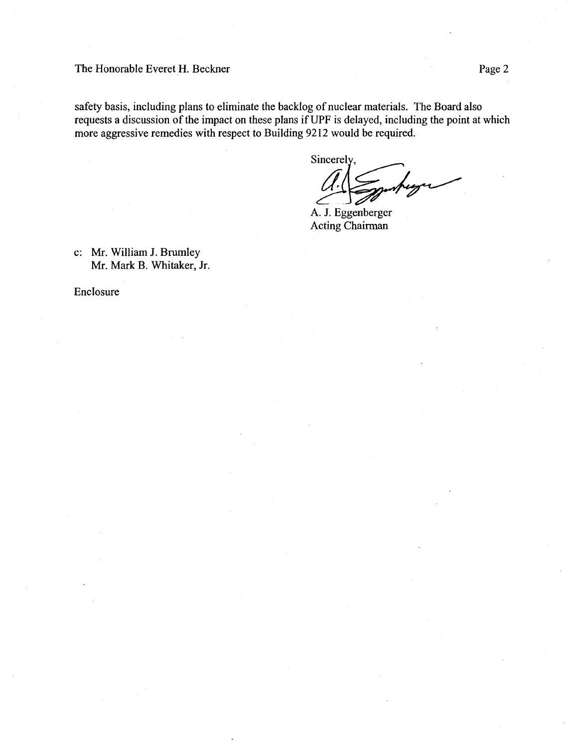safety basis, including plans to eliminate the backlog of nuclear materials. The Board also requests a discussion of the impact on these plans if UPF is delayed, including the point at which more aggressive remedies with respect to Building 9212 would be required.

Sincerely,

A. J. Eggenberger
Acting Chairman

c: Mr. William J. Brumley
Mr. Mark B. Whitaker, Jr.

Enclosure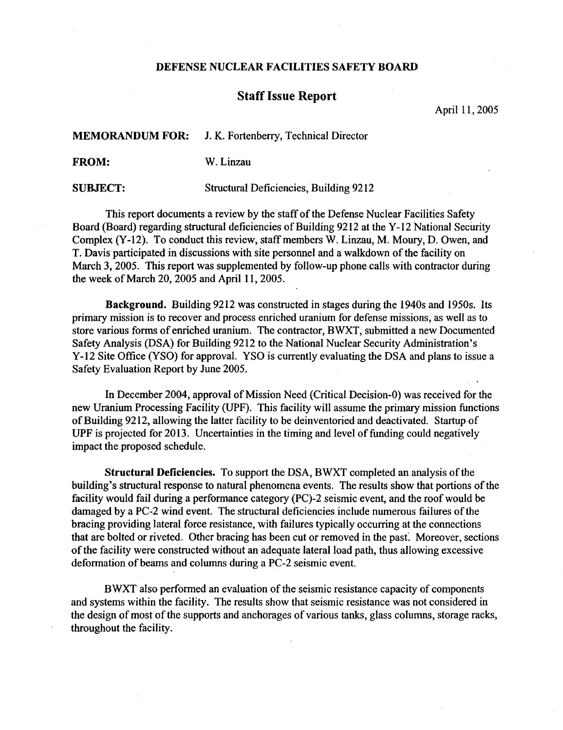**DEFENSE NUCLEAR FACILITIES SAFETY BOARD**

## Staff Issue Report

April 11, 2005

**MEMORANDUM FOR:** J. K. Fortenberry, Technical Director

**FROM:** W. Linzau

**SUBJECT:** Structural Deficiencies, Building 9212

This report documents a review by the staff of the Defense Nuclear Facilities Safety Board (Board) regarding structural deficiencies of Building 9212 at the Y-12 National Security Complex (Y-12). To conduct this review, staff members W. Linzau, M. Moury, D. Owen, and T. Davis participated in discussions with site personnel and a walkdown of the facility on March 3, 2005. This report was supplemented by follow-up phone calls with contractor during the week of March 20, 2005 and April 11, 2005.

**Background.** Building 9212 was constructed in stages during the 1940s and 1950s. Its primary mission is to recover and process enriched uranium for defense missions, as well as to store various forms of enriched uranium. The contractor, BWXT, submitted a new Documented Safety Analysis (DSA) for Building 9212 to the National Nuclear Security Administration's Y-12 Site Office (YSO) for approval. YSO is currently evaluating the DSA and plans to issue a Safety Evaluation Report by June 2005.

In December 2004, approval of Mission Need (Critical Decision-0) was received for the new Uranium Processing Facility (UPF). This facility will assume the primary mission functions of Building 9212, allowing the latter facility to be deinventoried and deactivated. Startup of UPF is projected for 2013. Uncertainties in the timing and level of funding could negatively impact the proposed schedule.

**Structural Deficiencies.** To support the DSA, BWXT completed an analysis of the building's structural response to natural phenomena events. The results show that portions of the facility would fail during a performance category (PC)-2 seismic event, and the roof would be damaged by a PC-2 wind event. The structural deficiencies include numerous failures of the bracing providing lateral force resistance, with failures typically occurring at the connections that are bolted or riveted. Other bracing has been cut or removed in the past. Moreover, sections of the facility were constructed without an adequate lateral load path, thus allowing excessive deformation of beams and columns during a PC-2 seismic event.

BWXT also performed an evaluation of the seismic resistance capacity of components and systems within the facility. The results show that seismic resistance was not considered in the design of most of the supports and anchorages of various tanks, glass columns, storage racks, throughout the facility.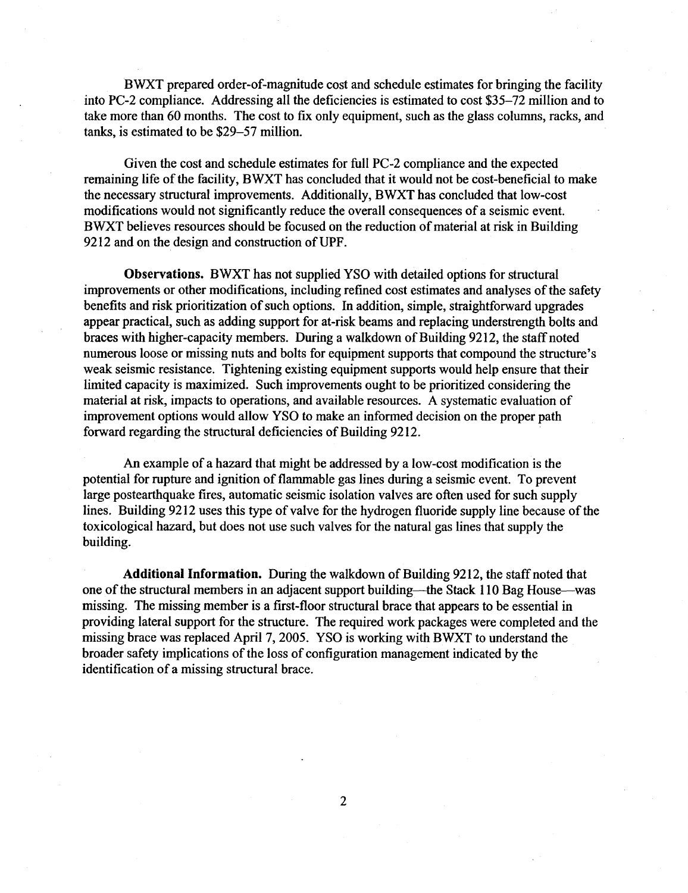BWXT prepared order-of-magnitude cost and schedule estimates for bringing the facility into PC-2 compliance. Addressing all the deficiencies is estimated to cost $35–72 million and to take more than 60 months. The cost to fix only equipment, such as the glass columns, racks, and tanks, is estimated to be $29–57 million.

Given the cost and schedule estimates for full PC-2 compliance and the expected remaining life of the facility, BWXT has concluded that it would not be cost-beneficial to make the necessary structural improvements. Additionally, BWXT has concluded that low-cost modifications would not significantly reduce the overall consequences of a seismic event. BWXT believes resources should be focused on the reduction of material at risk in Building 9212 and on the design and construction of UPF.

**Observations.** BWXT has not supplied YSO with detailed options for structural improvements or other modifications, including refined cost estimates and analyses of the safety benefits and risk prioritization of such options. In addition, simple, straightforward upgrades appear practical, such as adding support for at-risk beams and replacing understrength bolts and braces with higher-capacity members. During a walkdown of Building 9212, the staff noted numerous loose or missing nuts and bolts for equipment supports that compound the structure's weak seismic resistance. Tightening existing equipment supports would help ensure that their limited capacity is maximized. Such improvements ought to be prioritized considering the material at risk, impacts to operations, and available resources. A systematic evaluation of improvement options would allow YSO to make an informed decision on the proper path forward regarding the structural deficiencies of Building 9212.

An example of a hazard that might be addressed by a low-cost modification is the potential for rupture and ignition of flammable gas lines during a seismic event. To prevent large postearthquake fires, automatic seismic isolation valves are often used for such supply lines. Building 9212 uses this type of valve for the hydrogen fluoride supply line because of the toxicological hazard, but does not use such valves for the natural gas lines that supply the building.

**Additional Information.** During the walkdown of Building 9212, the staff noted that one of the structural members in an adjacent support building—the Stack 110 Bag House—was missing. The missing member is a first-floor structural brace that appears to be essential in providing lateral support for the structure. The required work packages were completed and the missing brace was replaced April 7, 2005. YSO is working with BWXT to understand the broader safety implications of the loss of configuration management indicated by the identification of a missing structural brace.